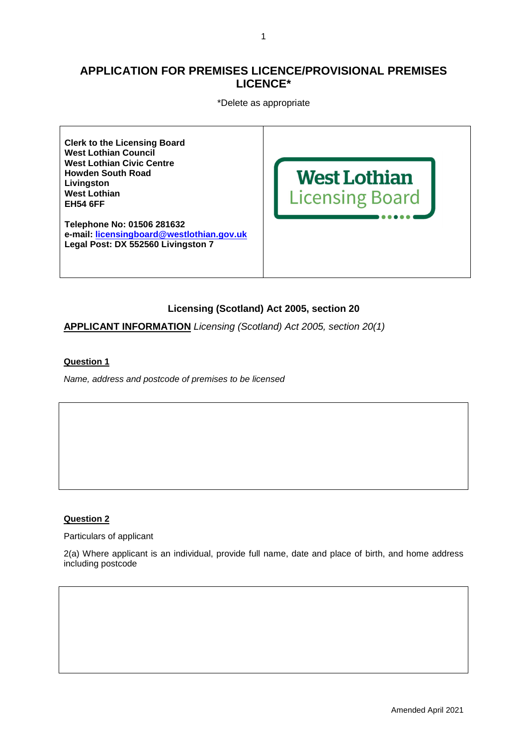# APPLICATION FOR PREMISES LICENCE/PROVISIONAL PREMISES LICENCE*

*Delete as appropriate

| **Clerk to the Licensing Board**<br>**West Lothian Council**<br>**West Lothian Civic Centre**<br>**Howden South Road**<br>**Livingston**<br>**West Lothian**<br>**EH54 6FF**<br><br>**Telephone No: 01506 281632**<br>**e-mail: licensingboard@westlothian.gov.uk**<br>**Legal Post: DX 552560 Livingston 7** | West Lothian Licensing Board |
|---|---|

**Licensing (Scotland) Act 2005, section 20**

**APPLICANT INFORMATION** *Licensing (Scotland) Act 2005, section 20(1)*

**Question 1**

*Name, address and postcode of premises to be licensed*

|   |
|---|
|   |

**Question 2**

Particulars of applicant

2(a) Where applicant is an individual, provide full name, date and place of birth, and home address including postcode

|   |
|---|
|   |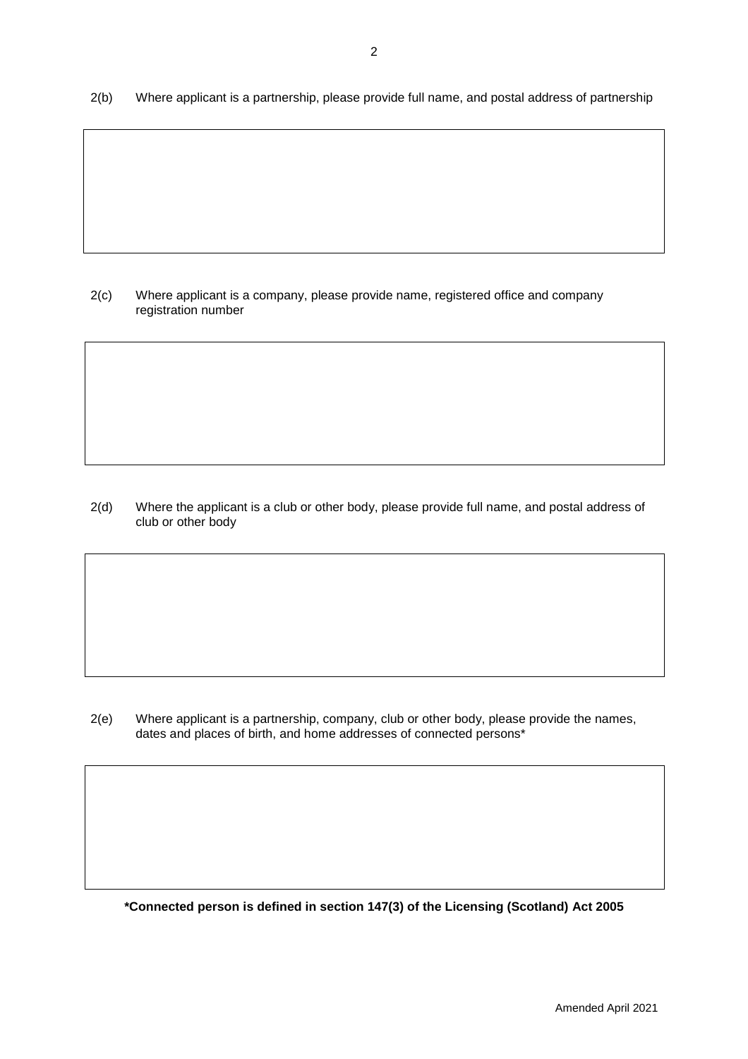2(b) Where applicant is a partnership, please provide full name, and postal address of partnership

2(c) Where applicant is a company, please provide name, registered office and company registration number

2(d) Where the applicant is a club or other body, please provide full name, and postal address of club or other body

2(e) Where applicant is a partnership, company, club or other body, please provide the names, dates and places of birth, and home addresses of connected persons*

**\*Connected person is defined in section 147(3) of the Licensing (Scotland) Act 2005**

Amended April 2021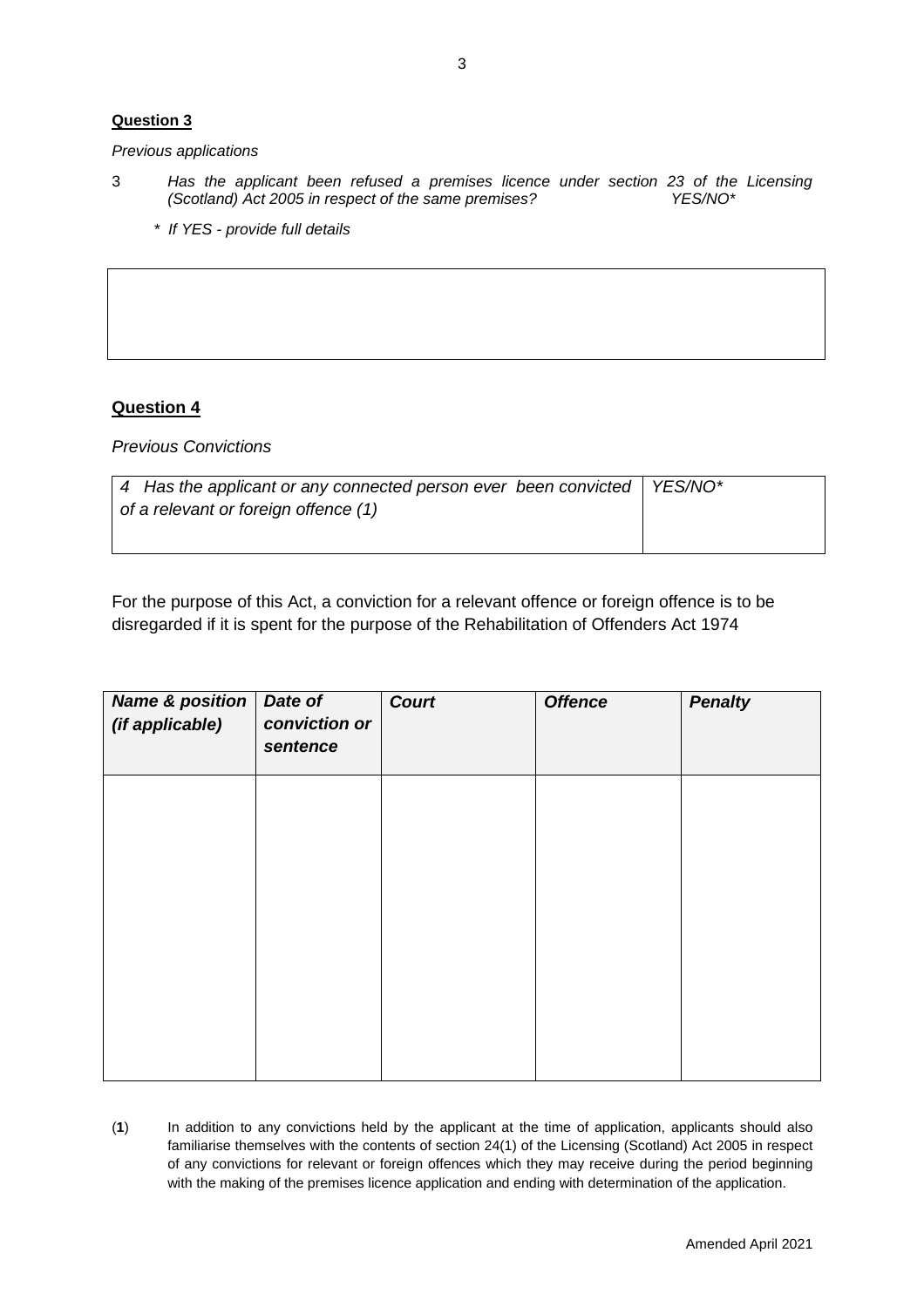**Question 3**

*Previous applications*

3 *Has the applicant been refused a premises licence under section 23 of the Licensing (Scotland) Act 2005 in respect of the same premises?* *YES/NO**

*\* If YES - provide full details*

| |
|---|
| |

**Question 4**

*Previous Convictions*

| *4 Has the applicant or any connected person ever been convicted of a relevant or foreign offence (1)* | *YES/NO** |
|---|---|

For the purpose of this Act, a conviction for a relevant offence or foreign offence is to be disregarded if it is spent for the purpose of the Rehabilitation of Offenders Act 1974

| ***Name & position (if applicable)*** | ***Date of conviction or sentence*** | ***Court*** | ***Offence*** | ***Penalty*** |
|---|---|---|---|---|
| | | | | |

(**1**) In addition to any convictions held by the applicant at the time of application, applicants should also familiarise themselves with the contents of section 24(1) of the Licensing (Scotland) Act 2005 in respect of any convictions for relevant or foreign offences which they may receive during the period beginning with the making of the premises licence application and ending with determination of the application.

Amended April 2021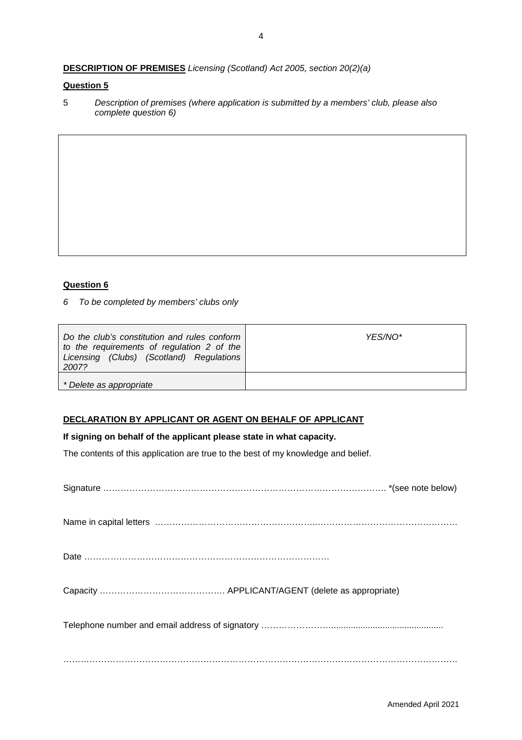**DESCRIPTION OF PREMISES** *Licensing (Scotland) Act 2005, section 20(2)(a)*

**Question 5**

5 *Description of premises (where application is submitted by a members' club, please also complete question 6)*

| |
|---|
| |

**Question 6**

*6 To be completed by members' clubs only*

| *Do the club's constitution and rules conform to the requirements of regulation 2 of the Licensing (Clubs) (Scotland) Regulations 2007?* | *YES/NO\** |
|---|---|
| *\* Delete as appropriate* | |

**DECLARATION BY APPLICANT OR AGENT ON BEHALF OF APPLICANT**

**If signing on behalf of the applicant please state in what capacity.**

The contents of this application are true to the best of my knowledge and belief.

Signature ………………………………………………………………………………………. *(see note below)

Name in capital letters ……………………………………………..…………………………………………

Date ………………………………………………………………………

Capacity ……………………………………. APPLICANT/AGENT (delete as appropriate)

Telephone number and email address of signatory ……………………..............................................

……………………………………………………………………………………………………………………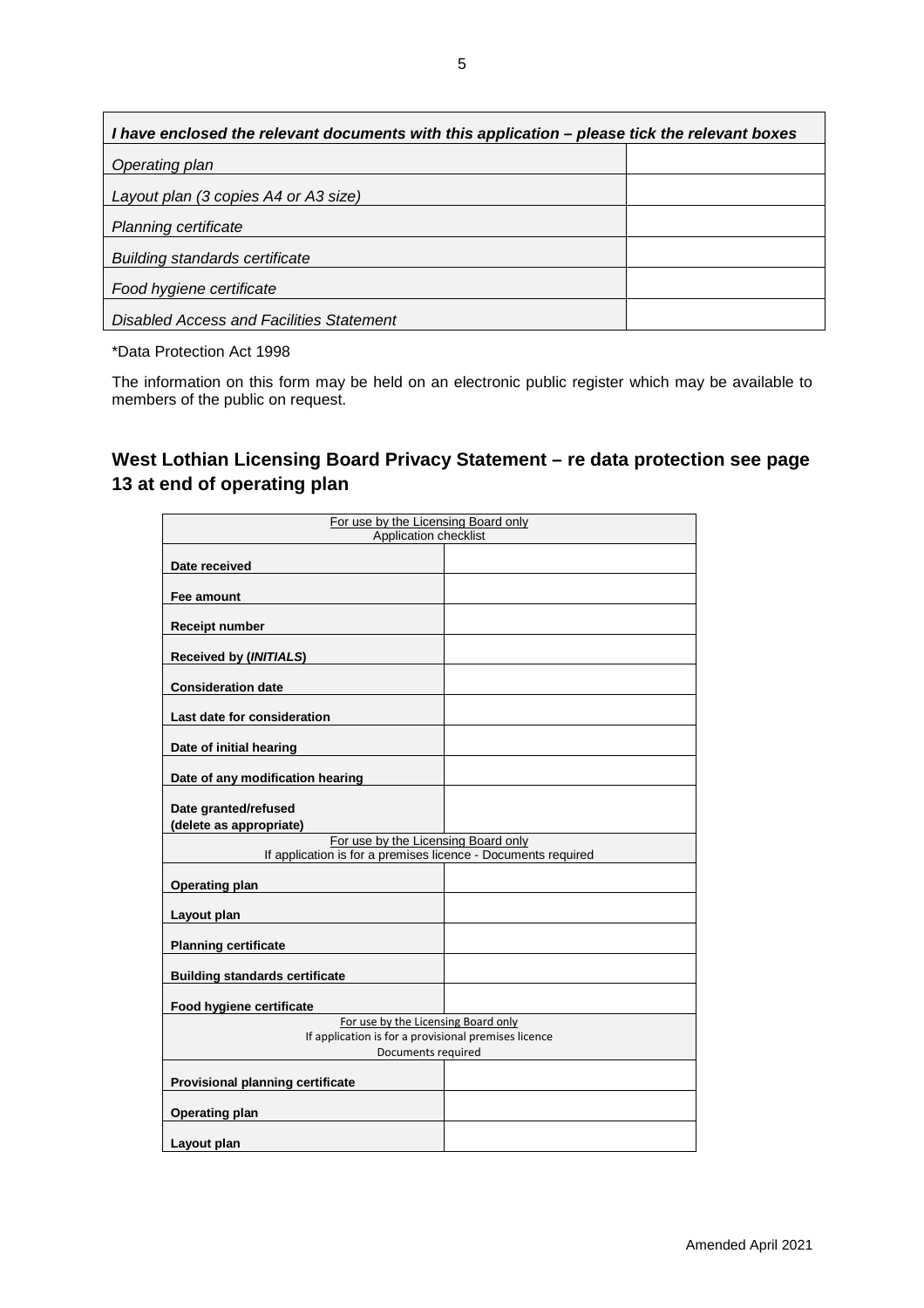| *I have enclosed the relevant documents with this application – please tick the relevant boxes* | |
|---|---|
| *Operating plan* | |
| *Layout plan (3 copies A4 or A3 size)* | |
| *Planning certificate* | |
| *Building standards certificate* | |
| *Food hygiene certificate* | |
| *Disabled Access and Facilities Statement* | |

*Data Protection Act 1998

The information on this form may be held on an electronic public register which may be available to members of the public on request.

## West Lothian Licensing Board Privacy Statement – re data protection see page 13 at end of operating plan

| For use by the Licensing Board only<br>Application checklist | |
|---|---|
| **Date received** | |
| **Fee amount** | |
| **Receipt number** | |
| **Received by (*INITIALS*)** | |
| **Consideration date** | |
| **Last date for consideration** | |
| **Date of initial hearing** | |
| **Date of any modification hearing** | |
| **Date granted/refused (delete as appropriate)** | |
| For use by the Licensing Board only<br>If application is for a premises licence - Documents required | |
| **Operating plan** | |
| **Layout plan** | |
| **Planning certificate** | |
| **Building standards certificate** | |
| **Food hygiene certificate** | |
| For use by the Licensing Board only<br>If application is for a provisional premises licence<br>Documents required | |
| **Provisional planning certificate** | |
| **Operating plan** | |
| **Layout plan** | |

Amended April 2021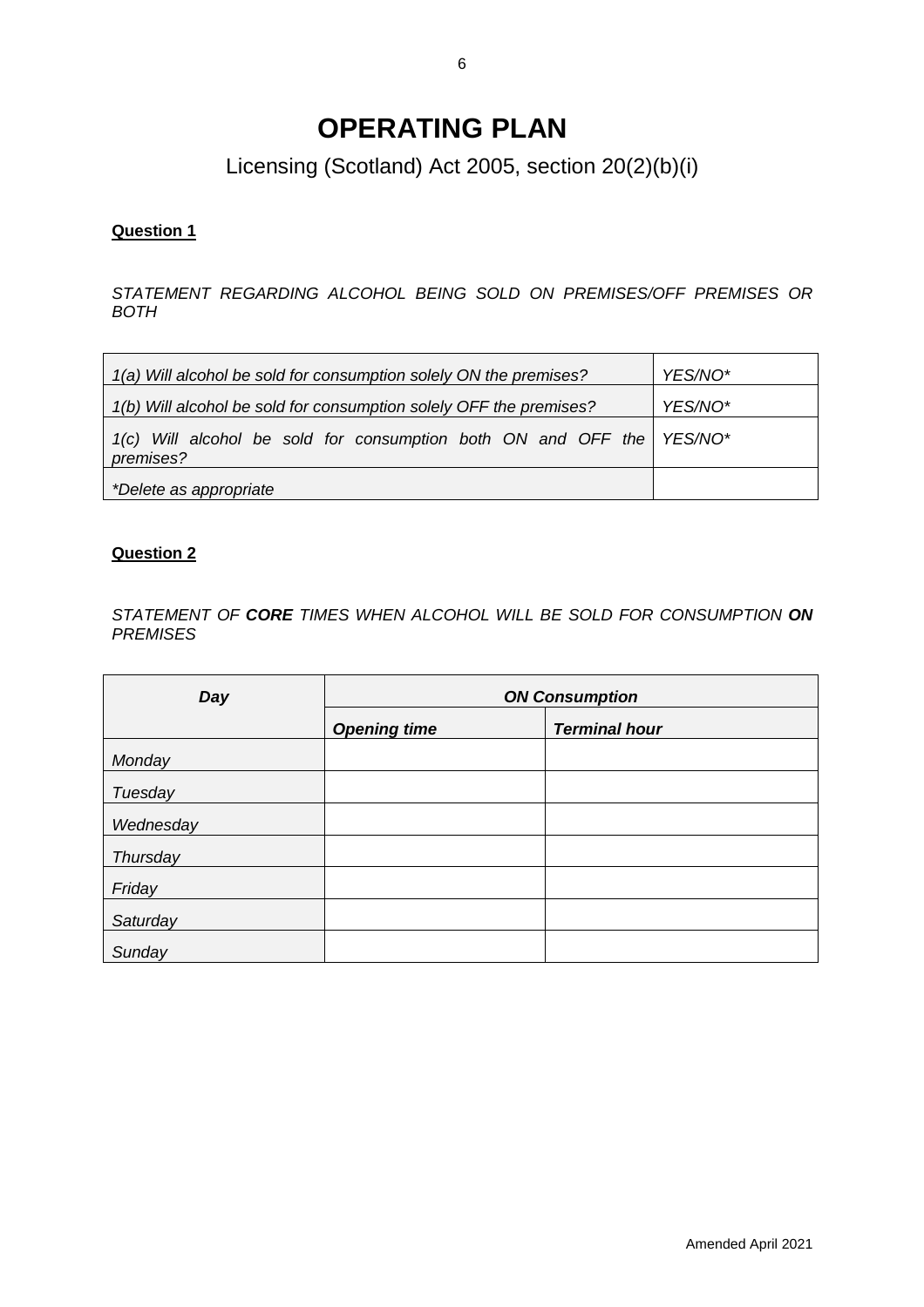# OPERATING PLAN

## Licensing (Scotland) Act 2005, section 20(2)(b)(i)

**Question 1**

*STATEMENT REGARDING ALCOHOL BEING SOLD ON PREMISES/OFF PREMISES OR BOTH*

| | |
|---|---|
| *1(a) Will alcohol be sold for consumption solely ON the premises?* | *YES/NO** |
| *1(b) Will alcohol be sold for consumption solely OFF the premises?* | *YES/NO** |
| *1(c) Will alcohol be sold for consumption both ON and OFF the premises?* | *YES/NO** |
| **Delete as appropriate* | |

**Question 2**

*STATEMENT OF **CORE** TIMES WHEN ALCOHOL WILL BE SOLD FOR CONSUMPTION **ON** PREMISES*

| ***Day*** | ***ON Consumption*** | |
|---|---|---|
| | ***Opening time*** | ***Terminal hour*** |
| *Monday* | | |
| *Tuesday* | | |
| *Wednesday* | | |
| *Thursday* | | |
| *Friday* | | |
| *Saturday* | | |
| *Sunday* | | |

Amended April 2021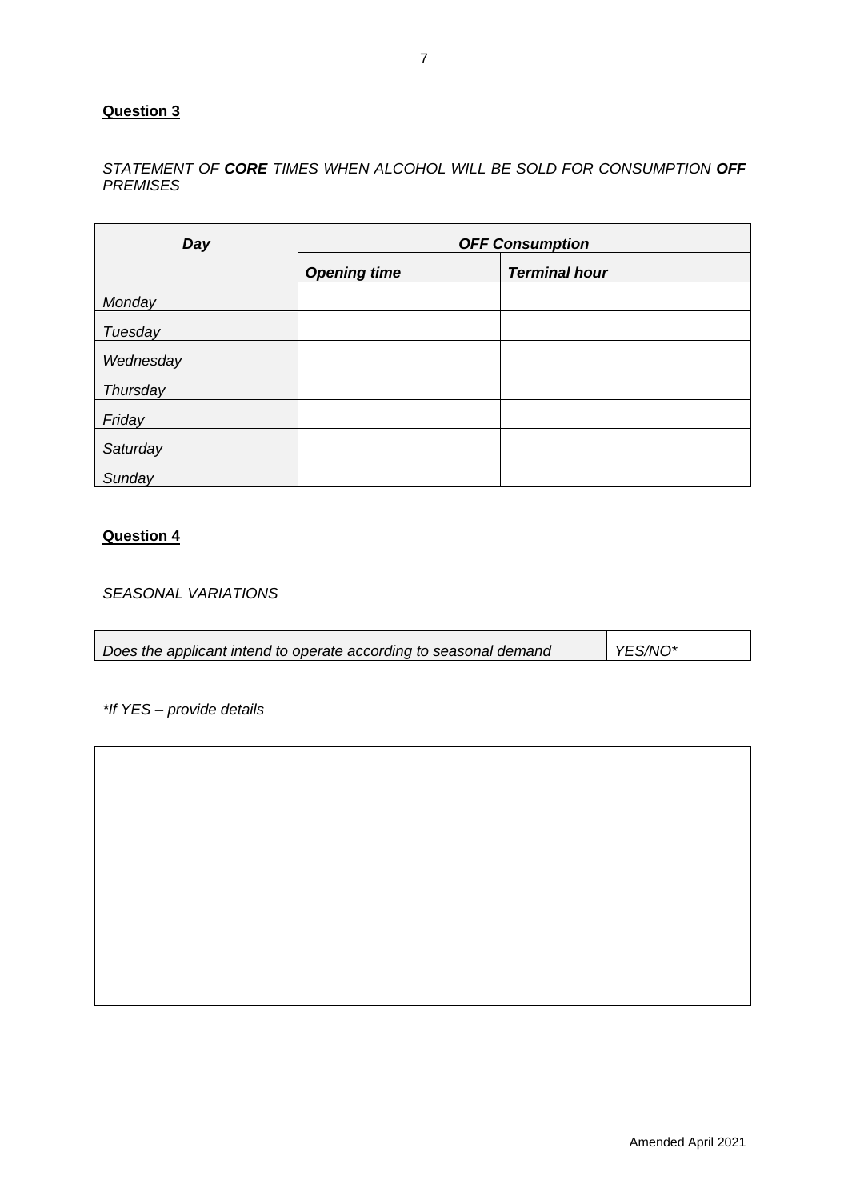**Question 3**

*STATEMENT OF **CORE** TIMES WHEN ALCOHOL WILL BE SOLD FOR CONSUMPTION **OFF** PREMISES*

| ***Day*** | ***OFF Consumption*** | |
|---|---|---|
| | ***Opening time*** | ***Terminal hour*** |
| *Monday* | | |
| *Tuesday* | | |
| *Wednesday* | | |
| *Thursday* | | |
| *Friday* | | |
| *Saturday* | | |
| *Sunday* | | |

**Question 4**

*SEASONAL VARIATIONS*

| *Does the applicant intend to operate according to seasonal demand* | *YES/NO** |
|---|---|

**If YES – provide details*

| |
|---|
| |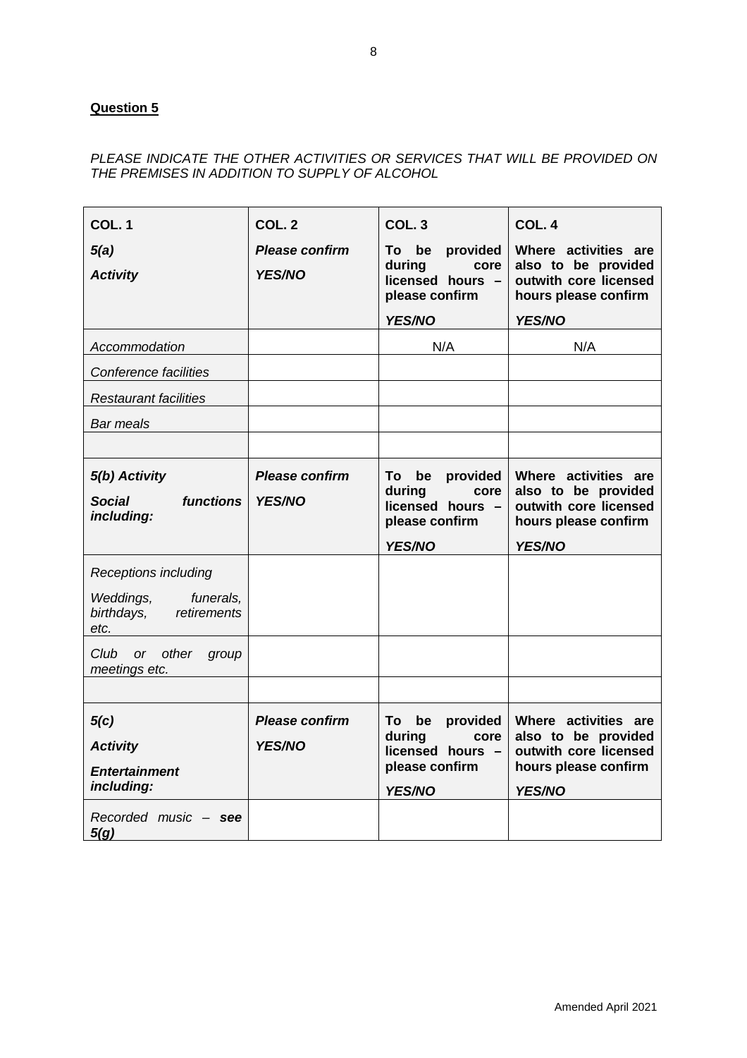**Question 5**

*PLEASE INDICATE THE OTHER ACTIVITIES OR SERVICES THAT WILL BE PROVIDED ON THE PREMISES IN ADDITION TO SUPPLY OF ALCOHOL*

| **COL. 1**<br>***5(a)***<br>***Activity*** | **COL. 2**<br>***Please confirm YES/NO*** | **COL. 3**<br>**To be provided during core licensed hours – please confirm**<br>***YES/NO*** | **COL. 4**<br>**Where activities are also to be provided outwith core licensed hours please confirm**<br>***YES/NO*** |
|---|---|---|---|
| *Accommodation* | | N/A | N/A |
| *Conference facilities* | | | |
| *Restaurant facilities* | | | |
| *Bar meals* | | | |
| | | | |
| ***5(b) Activity***<br>***Social functions including:*** | ***Please confirm YES/NO*** | **To be provided during core licensed hours – please confirm**<br>***YES/NO*** | **Where activities are also to be provided outwith core licensed hours please confirm**<br>***YES/NO*** |
| *Receptions including*<br>*Weddings, funerals, birthdays, retirements etc.* | | | |
| *Club or other group meetings etc.* | | | |
| | | | |
| ***5(c)***<br>***Activity***<br>***Entertainment including:*** | ***Please confirm YES/NO*** | **To be provided during core licensed hours – please confirm**<br>***YES/NO*** | **Where activities are also to be provided outwith core licensed hours please confirm**<br>***YES/NO*** |
| *Recorded music –* ***see 5(g)*** | | | |

Amended April 2021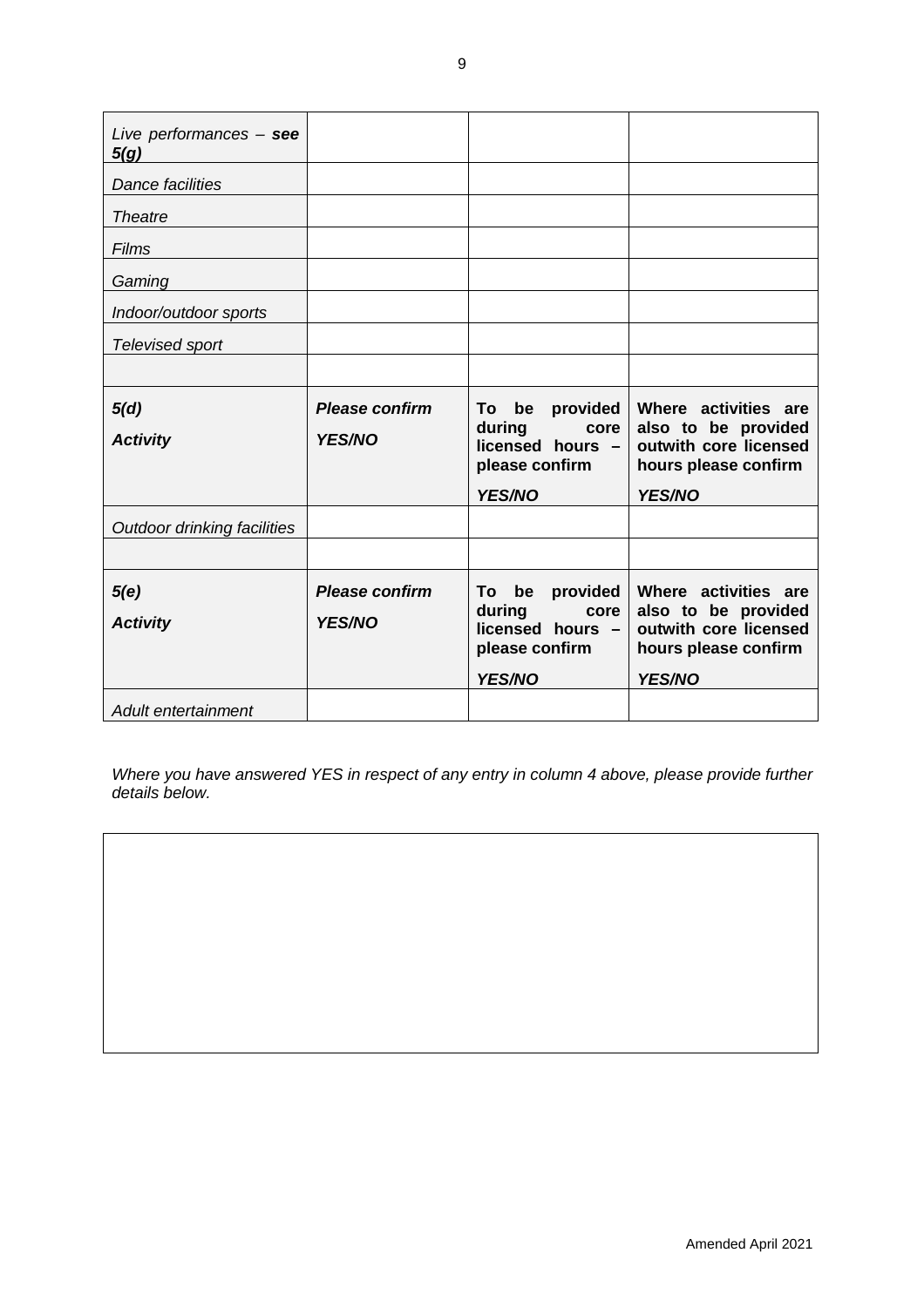| | | | |
|---|---|---|---|
| *Live performances – **see 5(g)*** | | | |
| *Dance facilities* | | | |
| *Theatre* | | | |
| *Films* | | | |
| *Gaming* | | | |
| *Indoor/outdoor sports* | | | |
| *Televised sport* | | | |
| | | | |
| ***5(d)*** <br> ***Activity*** | ***Please confirm*** <br> ***YES/NO*** | **To be provided during core licensed hours – please confirm** <br> ***YES/NO*** | **Where activities are also to be provided outwith core licensed hours please confirm** <br> ***YES/NO*** |
| *Outdoor drinking facilities* | | | |
| | | | |
| ***5(e)*** <br> ***Activity*** | ***Please confirm*** <br> ***YES/NO*** | **To be provided during core licensed hours – please confirm** <br> ***YES/NO*** | **Where activities are also to be provided outwith core licensed hours please confirm** <br> ***YES/NO*** |
| *Adult entertainment* | | | |

*Where you have answered YES in respect of any entry in column 4 above, please provide further details below.*

| |
|---|
| |

Amended April 2021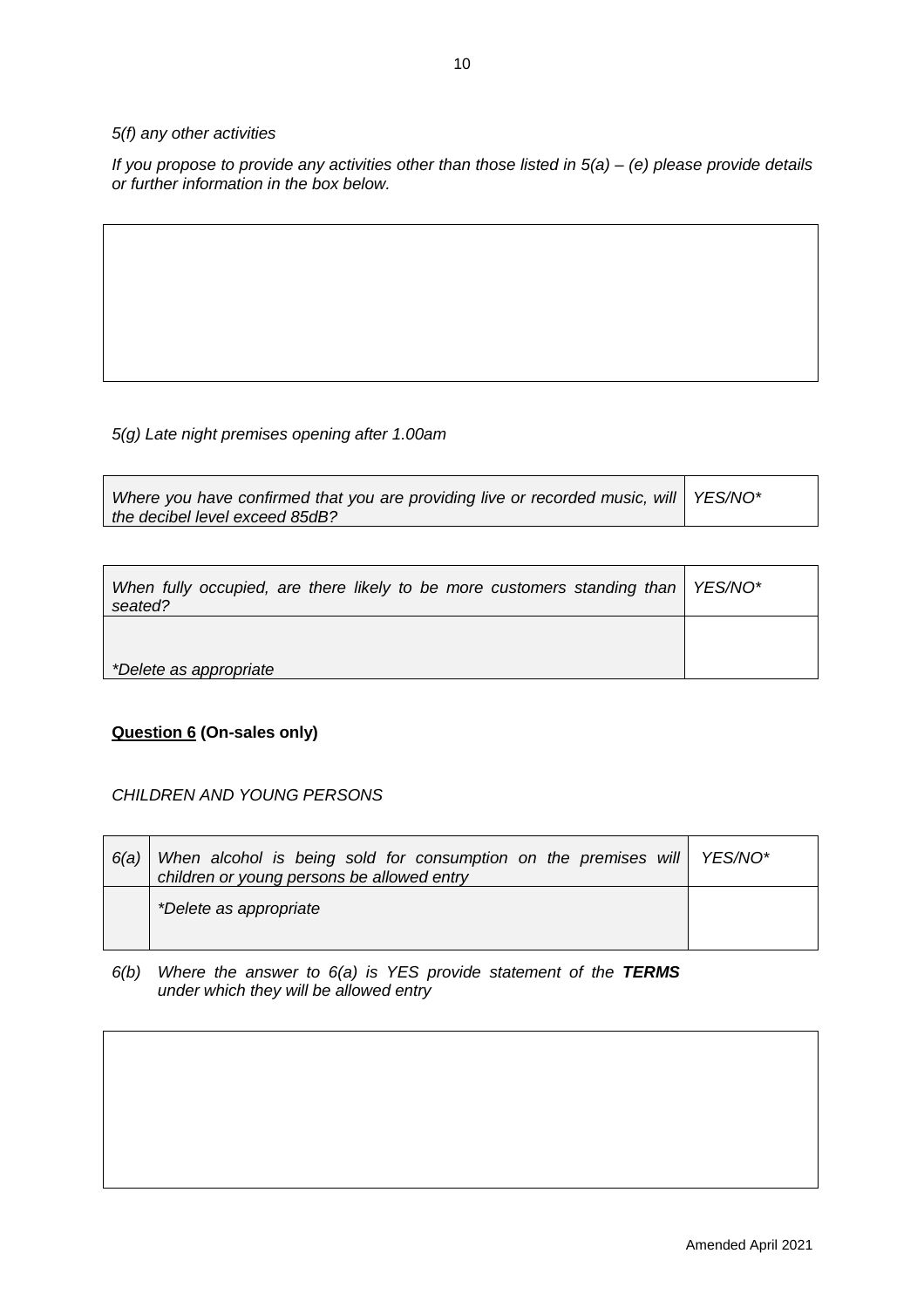*5(f) any other activities*

*If you propose to provide any activities other than those listed in 5(a) – (e) please provide details or further information in the box below.*

| |
|---|
| |

*5(g) Late night premises opening after 1.00am*

| | |
|---|---|
| *Where you have confirmed that you are providing live or recorded music, will the decibel level exceed 85dB?* | *YES/NO** |

| | |
|---|---|
| *When fully occupied, are there likely to be more customers standing than seated?* | *YES/NO** |
| *\*Delete as appropriate* | |

**<u>Question 6</u> (On-sales only)**

*CHILDREN AND YOUNG PERSONS*

| | | |
|---|---|---|
| *6(a)* | *When alcohol is being sold for consumption on the premises will children or young persons be allowed entry* | *YES/NO** |
| | *\*Delete as appropriate* | |

*6(b) Where the answer to 6(a) is YES provide statement of the **TERMS** under which they will be allowed entry*

| |
|---|
| |

Amended April 2021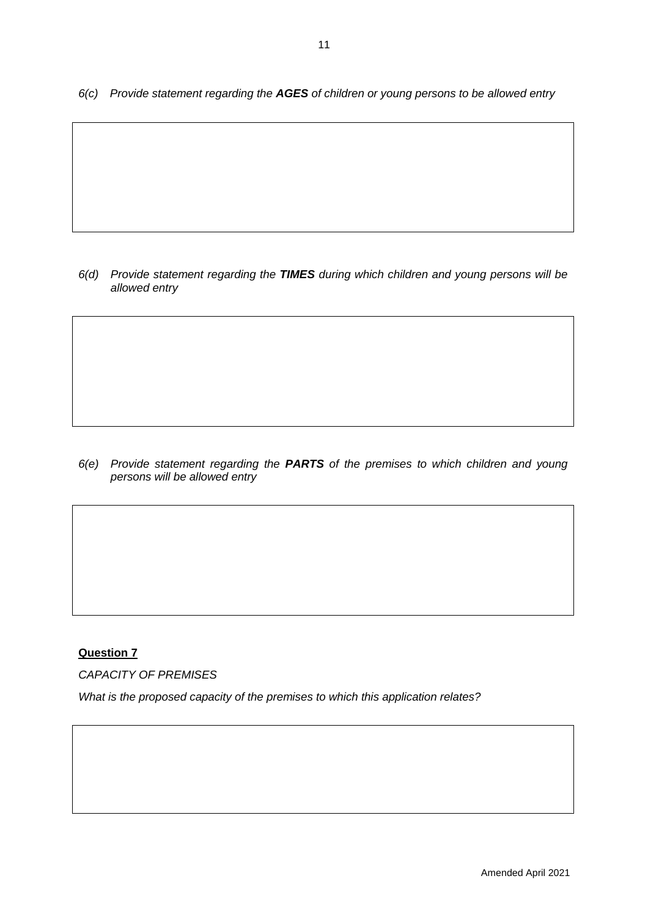*6(c) Provide statement regarding the **AGES** of children or young persons to be allowed entry*

*6(d) Provide statement regarding the **TIMES** during which children and young persons will be allowed entry*

*6(e) Provide statement regarding the **PARTS** of the premises to which children and young persons will be allowed entry*

**Question 7**

*CAPACITY OF PREMISES*

*What is the proposed capacity of the premises to which this application relates?*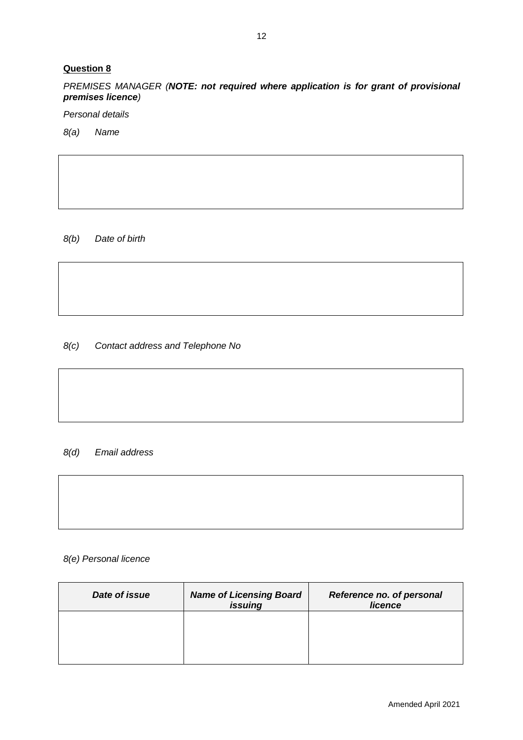**Question 8**

*PREMISES MANAGER (**NOTE: not required where application is for grant of provisional premises licence**)*

*Personal details*

*8(a) Name*

*8(b) Date of birth*

*8(c) Contact address and Telephone No*

*8(d) Email address*

*8(e) Personal licence*

| ***Date of issue*** | ***Name of Licensing Board issuing*** | ***Reference no. of personal licence*** |
|---|---|---|
| | | |

Amended April 2021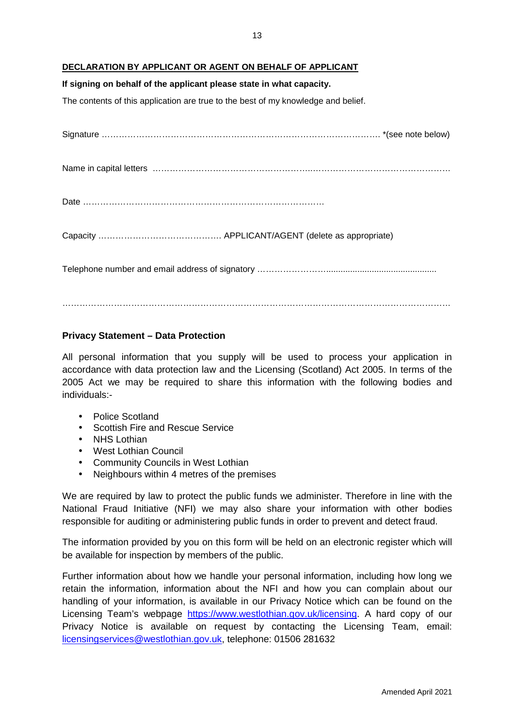**DECLARATION BY APPLICANT OR AGENT ON BEHALF OF APPLICANT**

**If signing on behalf of the applicant please state in what capacity.**

The contents of this application are true to the best of my knowledge and belief.

Signature ………………………………………………………………………………… *(see note below)

Name in capital letters ……………………………………………………………………………………………

Date …………………………………………………………………………

Capacity ……………………………………. APPLICANT/AGENT (delete as appropriate)

Telephone number and email address of signatory …………………….............................................

……………………………………………………………………………………………………………………

**Privacy Statement – Data Protection**

All personal information that you supply will be used to process your application in accordance with data protection law and the Licensing (Scotland) Act 2005. In terms of the 2005 Act we may be required to share this information with the following bodies and individuals:-

- Police Scotland
- Scottish Fire and Rescue Service
- NHS Lothian
- West Lothian Council
- Community Councils in West Lothian
- Neighbours within 4 metres of the premises

We are required by law to protect the public funds we administer. Therefore in line with the National Fraud Initiative (NFI) we may also share your information with other bodies responsible for auditing or administering public funds in order to prevent and detect fraud.

The information provided by you on this form will be held on an electronic register which will be available for inspection by members of the public.

Further information about how we handle your personal information, including how long we retain the information, information about the NFI and how you can complain about our handling of your information, is available in our Privacy Notice which can be found on the Licensing Team's webpage https://www.westlothian.gov.uk/licensing. A hard copy of our Privacy Notice is available on request by contacting the Licensing Team, email: licensingservices@westlothian.gov.uk, telephone: 01506 281632

Amended April 2021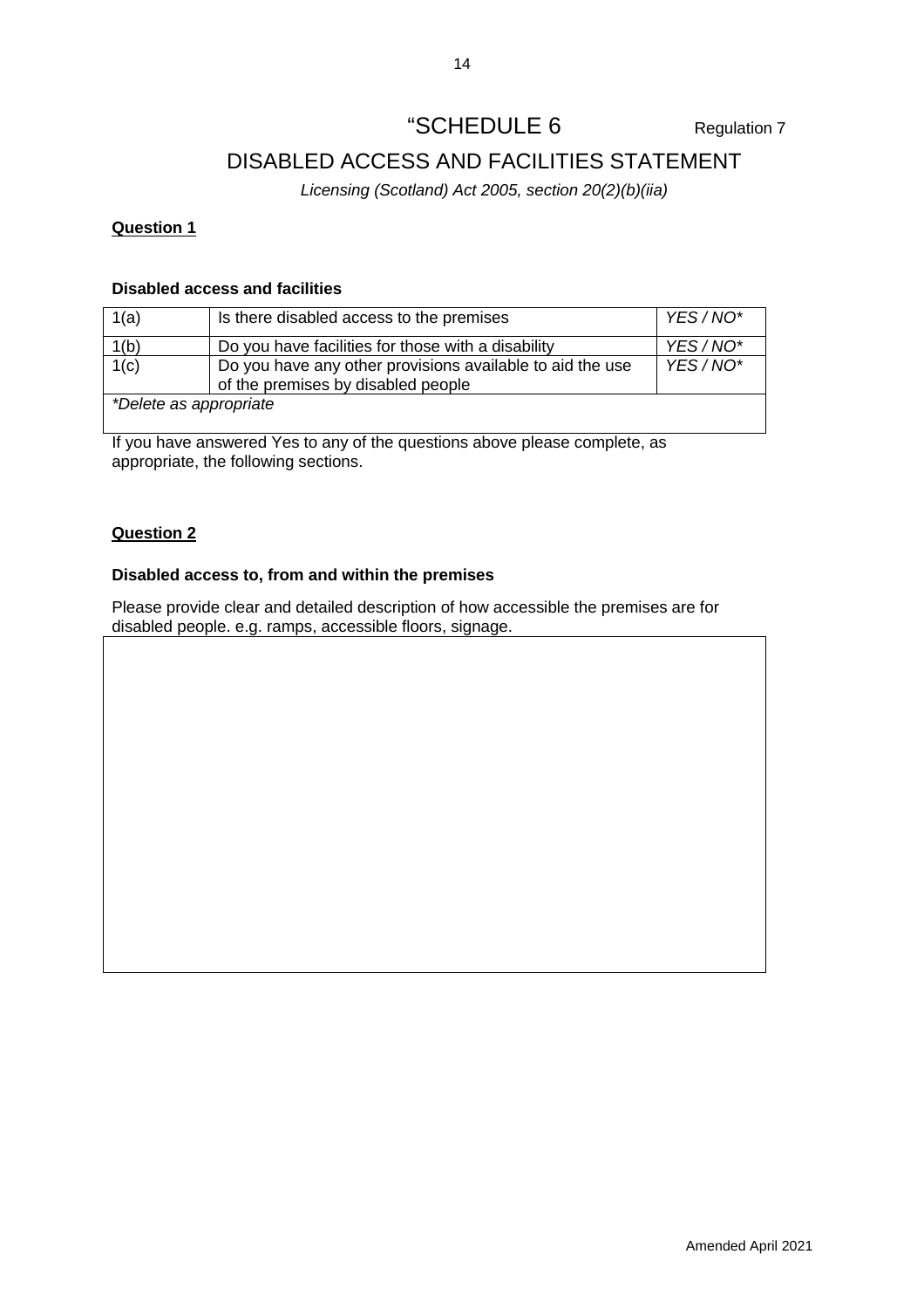# “SCHEDULE 6

Regulation 7

## DISABLED ACCESS AND FACILITIES STATEMENT

*Licensing (Scotland) Act 2005, section 20(2)(b)(iia)*

**<u>Question 1</u>**

**Disabled access and facilities**

| | | |
|---|---|---|
| 1(a) | Is there disabled access to the premises | *YES / NO** |
| 1(b) | Do you have facilities for those with a disability | *YES / NO** |
| 1(c) | Do you have any other provisions available to aid the use of the premises by disabled people | *YES / NO** |
| *\*Delete as appropriate* | | |

If you have answered Yes to any of the questions above please complete, as appropriate, the following sections.

**<u>Question 2</u>**

**Disabled access to, from and within the premises**

Please provide clear and detailed description of how accessible the premises are for disabled people. e.g. ramps, accessible floors, signage.

| |
|---|
| |

Amended April 2021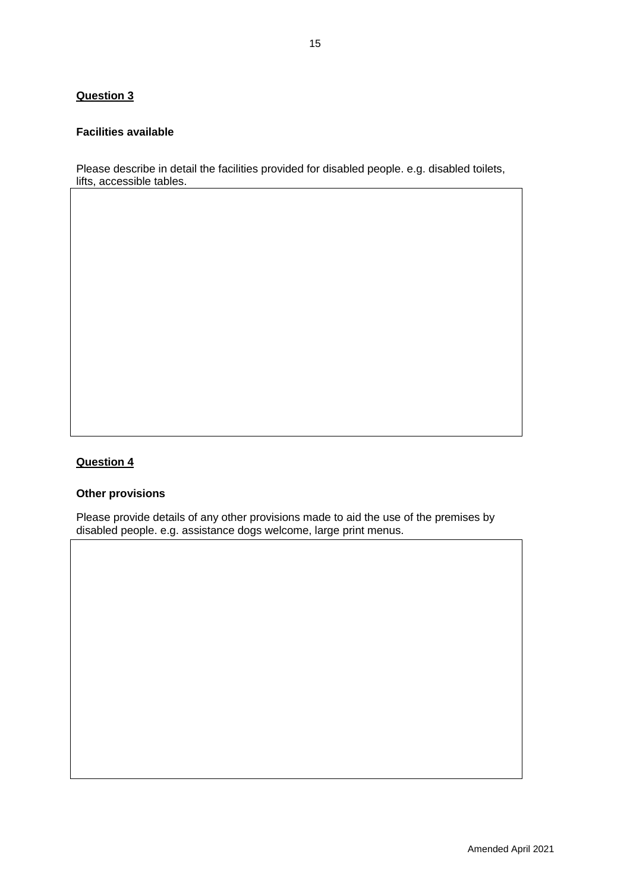**<u>Question 3</u>**

**Facilities available**

Please describe in detail the facilities provided for disabled people. e.g. disabled toilets, lifts, accessible tables.

| |
|---|
| |

**<u>Question 4</u>**

**Other provisions**

Please provide details of any other provisions made to aid the use of the premises by disabled people. e.g. assistance dogs welcome, large print menus.

| |
|---|
| |

Amended April 2021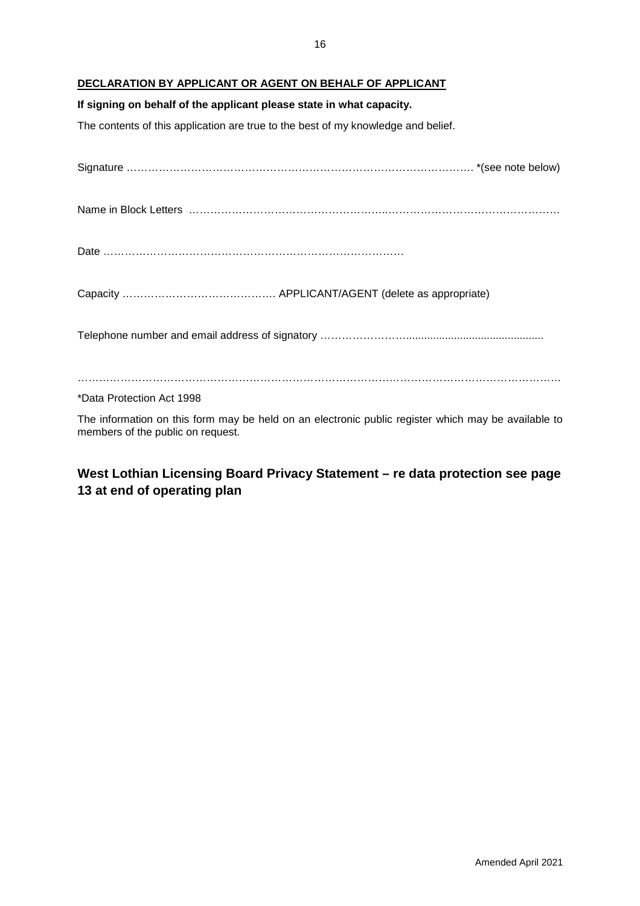**DECLARATION BY APPLICANT OR AGENT ON BEHALF OF APPLICANT**

**If signing on behalf of the applicant please state in what capacity.**

The contents of this application are true to the best of my knowledge and belief.

Signature ………………………………………………………………………………… *(see note below)

Name in Block Letters ………………………………………………..……………………………………….

Date ……………………………………………………………………….

Capacity ……………………………………. APPLICANT/AGENT (delete as appropriate)

Telephone number and email address of signatory …………………….............................................

……………………………………………………………………………………………………………………

*Data Protection Act 1998

The information on this form may be held on an electronic public register which may be available to members of the public on request.

## West Lothian Licensing Board Privacy Statement – re data protection see page 13 at end of operating plan

Amended April 2021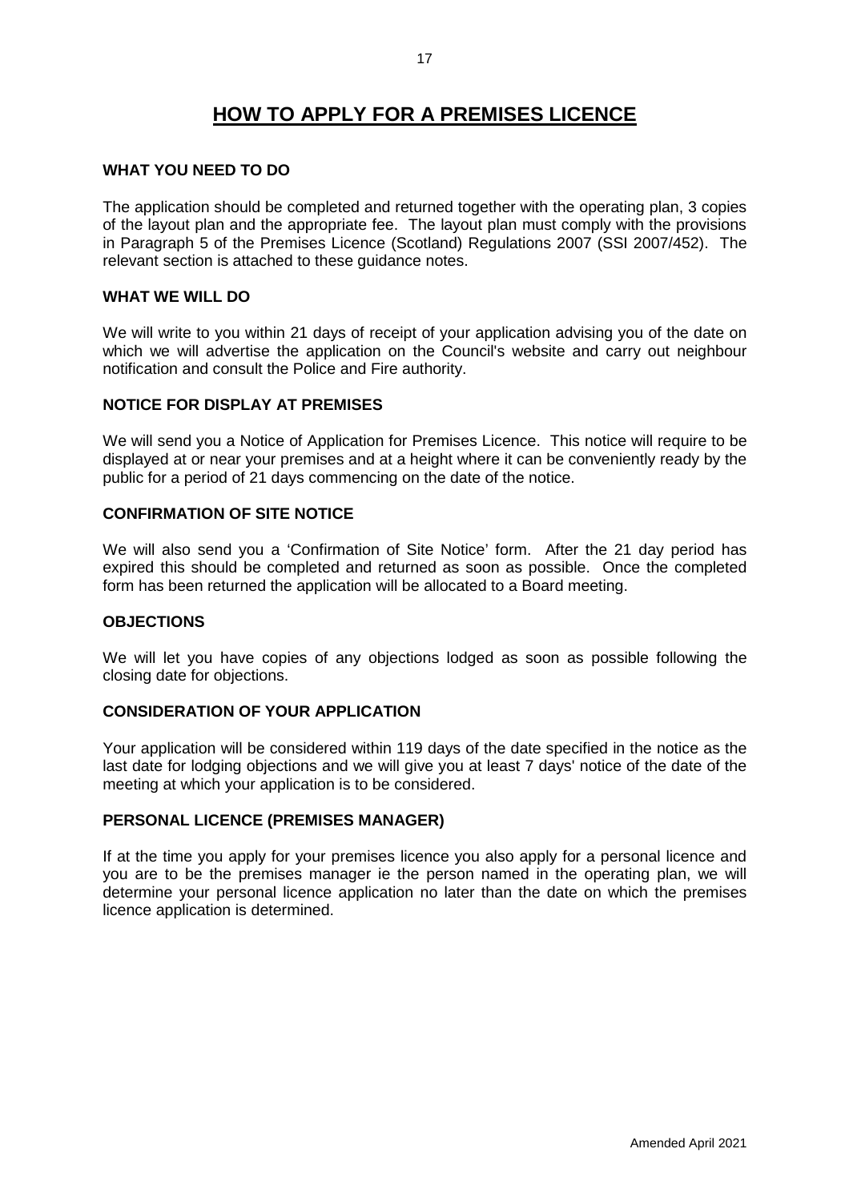# HOW TO APPLY FOR A PREMISES LICENCE

## WHAT YOU NEED TO DO

The application should be completed and returned together with the operating plan, 3 copies of the layout plan and the appropriate fee. The layout plan must comply with the provisions in Paragraph 5 of the Premises Licence (Scotland) Regulations 2007 (SSI 2007/452). The relevant section is attached to these guidance notes.

## WHAT WE WILL DO

We will write to you within 21 days of receipt of your application advising you of the date on which we will advertise the application on the Council's website and carry out neighbour notification and consult the Police and Fire authority.

## NOTICE FOR DISPLAY AT PREMISES

We will send you a Notice of Application for Premises Licence. This notice will require to be displayed at or near your premises and at a height where it can be conveniently ready by the public for a period of 21 days commencing on the date of the notice.

## CONFIRMATION OF SITE NOTICE

We will also send you a 'Confirmation of Site Notice' form. After the 21 day period has expired this should be completed and returned as soon as possible. Once the completed form has been returned the application will be allocated to a Board meeting.

## OBJECTIONS

We will let you have copies of any objections lodged as soon as possible following the closing date for objections.

## CONSIDERATION OF YOUR APPLICATION

Your application will be considered within 119 days of the date specified in the notice as the last date for lodging objections and we will give you at least 7 days' notice of the date of the meeting at which your application is to be considered.

## PERSONAL LICENCE (PREMISES MANAGER)

If at the time you apply for your premises licence you also apply for a personal licence and you are to be the premises manager ie the person named in the operating plan, we will determine your personal licence application no later than the date on which the premises licence application is determined.

Amended April 2021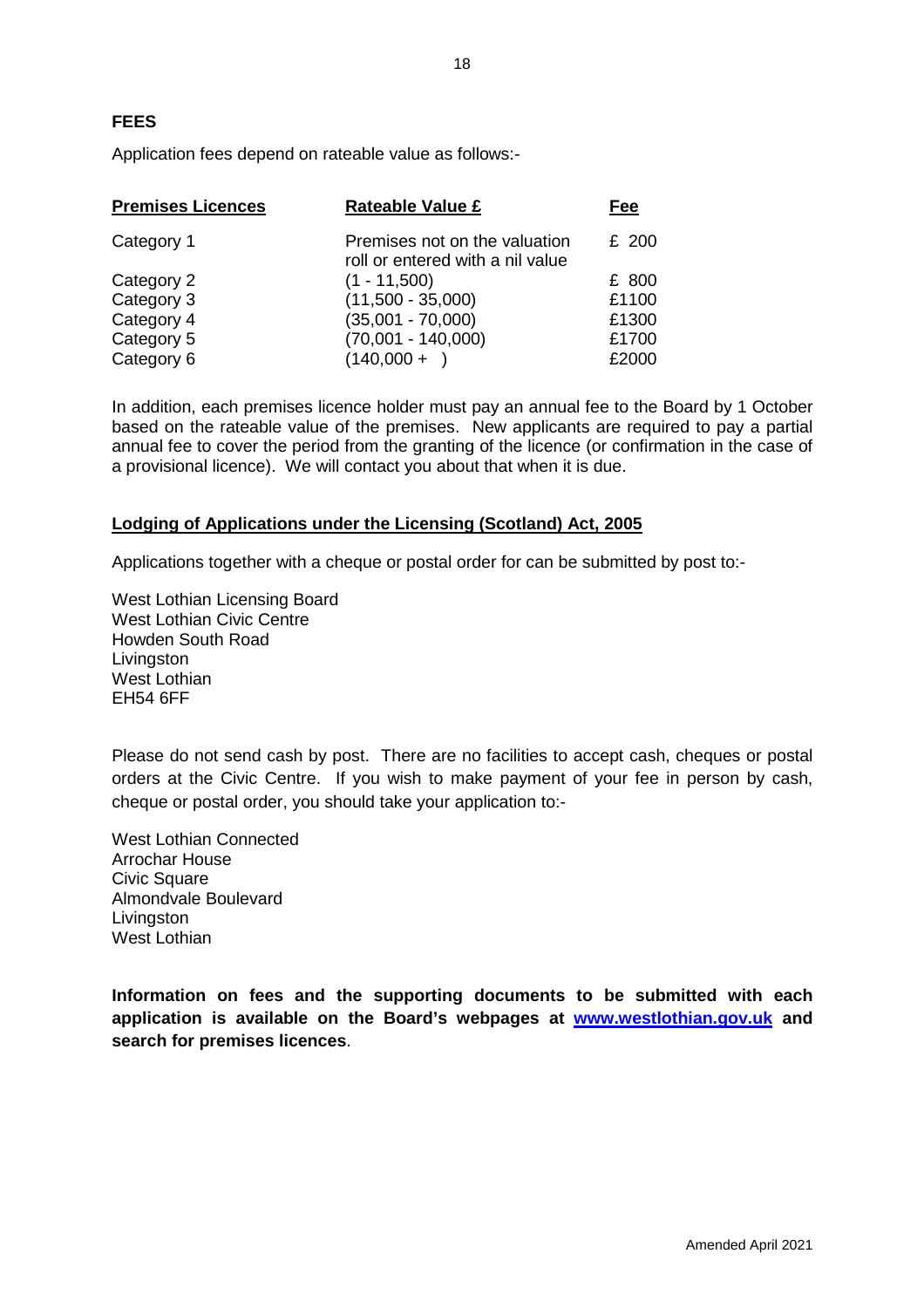**FEES**

Application fees depend on rateable value as follows:-

| Premises Licences | Rateable Value £ | Fee |
|---|---|---|
| Category 1 | Premises not on the valuation roll or entered with a nil value | £ 200 |
| Category 2 | (1 - 11,500) | £ 800 |
| Category 3 | (11,500 - 35,000) | £1100 |
| Category 4 | (35,001 - 70,000) | £1300 |
| Category 5 | (70,001 - 140,000) | £1700 |
| Category 6 | (140,000 + ) | £2000 |

In addition, each premises licence holder must pay an annual fee to the Board by 1 October based on the rateable value of the premises. New applicants are required to pay a partial annual fee to cover the period from the granting of the licence (or confirmation in the case of a provisional licence). We will contact you about that when it is due.

**Lodging of Applications under the Licensing (Scotland) Act, 2005**

Applications together with a cheque or postal order for can be submitted by post to:-

West Lothian Licensing Board
West Lothian Civic Centre
Howden South Road
Livingston
West Lothian
EH54 6FF

Please do not send cash by post. There are no facilities to accept cash, cheques or postal orders at the Civic Centre. If you wish to make payment of your fee in person by cash, cheque or postal order, you should take your application to:-

West Lothian Connected
Arrochar House
Civic Square
Almondvale Boulevard
Livingston
West Lothian

**Information on fees and the supporting documents to be submitted with each application is available on the Board's webpages at [www.westlothian.gov.uk](http://www.westlothian.gov.uk) and search for premises licences**.

Amended April 2021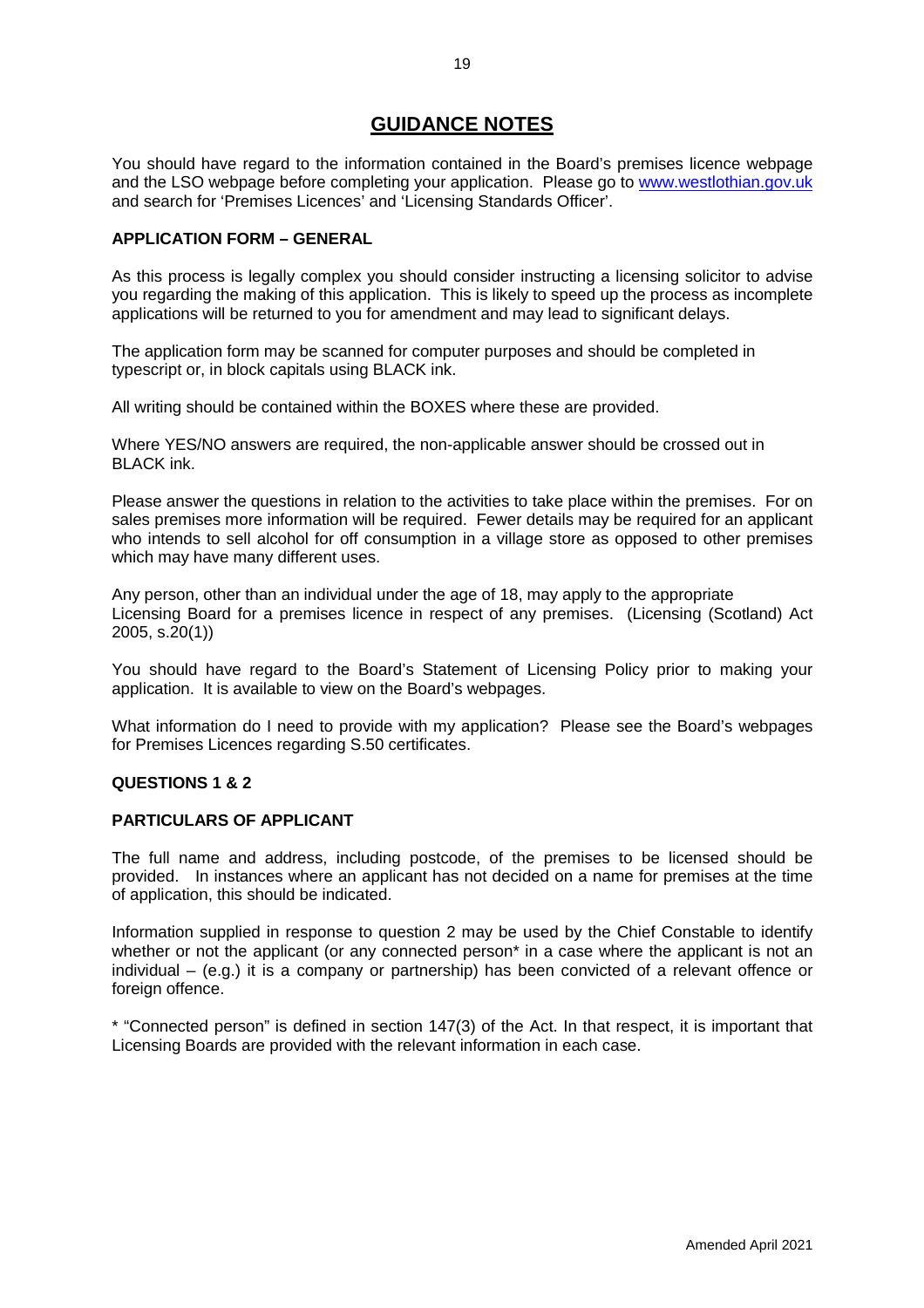# GUIDANCE NOTES

You should have regard to the information contained in the Board's premises licence webpage and the LSO webpage before completing your application. Please go to [www.westlothian.gov.uk](http://www.westlothian.gov.uk) and search for 'Premises Licences' and 'Licensing Standards Officer'.

**APPLICATION FORM – GENERAL**

As this process is legally complex you should consider instructing a licensing solicitor to advise you regarding the making of this application. This is likely to speed up the process as incomplete applications will be returned to you for amendment and may lead to significant delays.

The application form may be scanned for computer purposes and should be completed in typescript or, in block capitals using BLACK ink.

All writing should be contained within the BOXES where these are provided.

Where YES/NO answers are required, the non-applicable answer should be crossed out in BLACK ink.

Please answer the questions in relation to the activities to take place within the premises. For on sales premises more information will be required. Fewer details may be required for an applicant who intends to sell alcohol for off consumption in a village store as opposed to other premises which may have many different uses.

Any person, other than an individual under the age of 18, may apply to the appropriate Licensing Board for a premises licence in respect of any premises. (Licensing (Scotland) Act 2005, s.20(1))

You should have regard to the Board's Statement of Licensing Policy prior to making your application. It is available to view on the Board's webpages.

What information do I need to provide with my application? Please see the Board's webpages for Premises Licences regarding S.50 certificates.

**QUESTIONS 1 & 2**

**PARTICULARS OF APPLICANT**

The full name and address, including postcode, of the premises to be licensed should be provided. In instances where an applicant has not decided on a name for premises at the time of application, this should be indicated.

Information supplied in response to question 2 may be used by the Chief Constable to identify whether or not the applicant (or any connected person* in a case where the applicant is not an individual – (e.g.) it is a company or partnership) has been convicted of a relevant offence or foreign offence.

* "Connected person" is defined in section 147(3) of the Act. In that respect, it is important that Licensing Boards are provided with the relevant information in each case.

Amended April 2021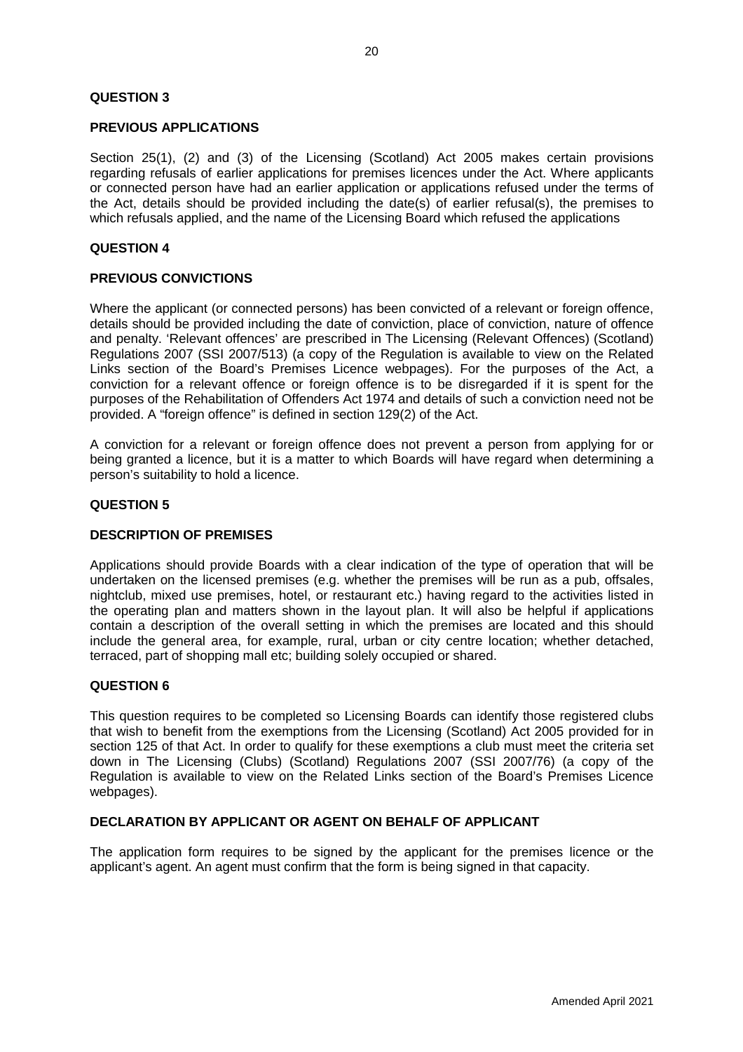## QUESTION 3

### PREVIOUS APPLICATIONS

Section 25(1), (2) and (3) of the Licensing (Scotland) Act 2005 makes certain provisions regarding refusals of earlier applications for premises licences under the Act. Where applicants or connected person have had an earlier application or applications refused under the terms of the Act, details should be provided including the date(s) of earlier refusal(s), the premises to which refusals applied, and the name of the Licensing Board which refused the applications

## QUESTION 4

### PREVIOUS CONVICTIONS

Where the applicant (or connected persons) has been convicted of a relevant or foreign offence, details should be provided including the date of conviction, place of conviction, nature of offence and penalty. 'Relevant offences' are prescribed in The Licensing (Relevant Offences) (Scotland) Regulations 2007 (SSI 2007/513) (a copy of the Regulation is available to view on the Related Links section of the Board's Premises Licence webpages). For the purposes of the Act, a conviction for a relevant offence or foreign offence is to be disregarded if it is spent for the purposes of the Rehabilitation of Offenders Act 1974 and details of such a conviction need not be provided. A "foreign offence" is defined in section 129(2) of the Act.

A conviction for a relevant or foreign offence does not prevent a person from applying for or being granted a licence, but it is a matter to which Boards will have regard when determining a person's suitability to hold a licence.

## QUESTION 5

### DESCRIPTION OF PREMISES

Applications should provide Boards with a clear indication of the type of operation that will be undertaken on the licensed premises (e.g. whether the premises will be run as a pub, offsales, nightclub, mixed use premises, hotel, or restaurant etc.) having regard to the activities listed in the operating plan and matters shown in the layout plan. It will also be helpful if applications contain a description of the overall setting in which the premises are located and this should include the general area, for example, rural, urban or city centre location; whether detached, terraced, part of shopping mall etc; building solely occupied or shared.

## QUESTION 6

This question requires to be completed so Licensing Boards can identify those registered clubs that wish to benefit from the exemptions from the Licensing (Scotland) Act 2005 provided for in section 125 of that Act. In order to qualify for these exemptions a club must meet the criteria set down in The Licensing (Clubs) (Scotland) Regulations 2007 (SSI 2007/76) (a copy of the Regulation is available to view on the Related Links section of the Board's Premises Licence webpages).

### DECLARATION BY APPLICANT OR AGENT ON BEHALF OF APPLICANT

The application form requires to be signed by the applicant for the premises licence or the applicant's agent. An agent must confirm that the form is being signed in that capacity.

Amended April 2021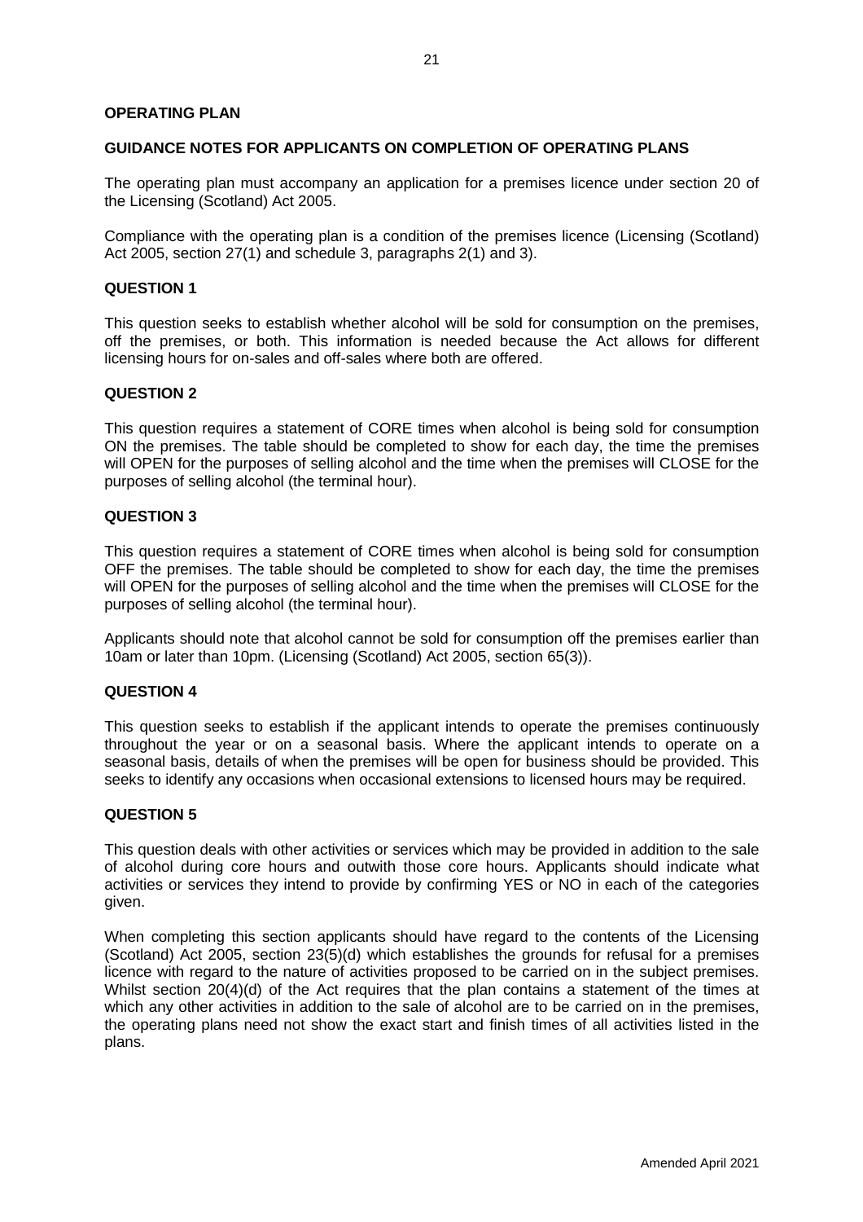## OPERATING PLAN

## GUIDANCE NOTES FOR APPLICANTS ON COMPLETION OF OPERATING PLANS

The operating plan must accompany an application for a premises licence under section 20 of the Licensing (Scotland) Act 2005.

Compliance with the operating plan is a condition of the premises licence (Licensing (Scotland) Act 2005, section 27(1) and schedule 3, paragraphs 2(1) and 3).

### QUESTION 1

This question seeks to establish whether alcohol will be sold for consumption on the premises, off the premises, or both. This information is needed because the Act allows for different licensing hours for on-sales and off-sales where both are offered.

### QUESTION 2

This question requires a statement of CORE times when alcohol is being sold for consumption ON the premises. The table should be completed to show for each day, the time the premises will OPEN for the purposes of selling alcohol and the time when the premises will CLOSE for the purposes of selling alcohol (the terminal hour).

### QUESTION 3

This question requires a statement of CORE times when alcohol is being sold for consumption OFF the premises. The table should be completed to show for each day, the time the premises will OPEN for the purposes of selling alcohol and the time when the premises will CLOSE for the purposes of selling alcohol (the terminal hour).

Applicants should note that alcohol cannot be sold for consumption off the premises earlier than 10am or later than 10pm. (Licensing (Scotland) Act 2005, section 65(3)).

### QUESTION 4

This question seeks to establish if the applicant intends to operate the premises continuously throughout the year or on a seasonal basis. Where the applicant intends to operate on a seasonal basis, details of when the premises will be open for business should be provided. This seeks to identify any occasions when occasional extensions to licensed hours may be required.

### QUESTION 5

This question deals with other activities or services which may be provided in addition to the sale of alcohol during core hours and outwith those core hours. Applicants should indicate what activities or services they intend to provide by confirming YES or NO in each of the categories given.

When completing this section applicants should have regard to the contents of the Licensing (Scotland) Act 2005, section 23(5)(d) which establishes the grounds for refusal for a premises licence with regard to the nature of activities proposed to be carried on in the subject premises. Whilst section 20(4)(d) of the Act requires that the plan contains a statement of the times at which any other activities in addition to the sale of alcohol are to be carried on in the premises, the operating plans need not show the exact start and finish times of all activities listed in the plans.

Amended April 2021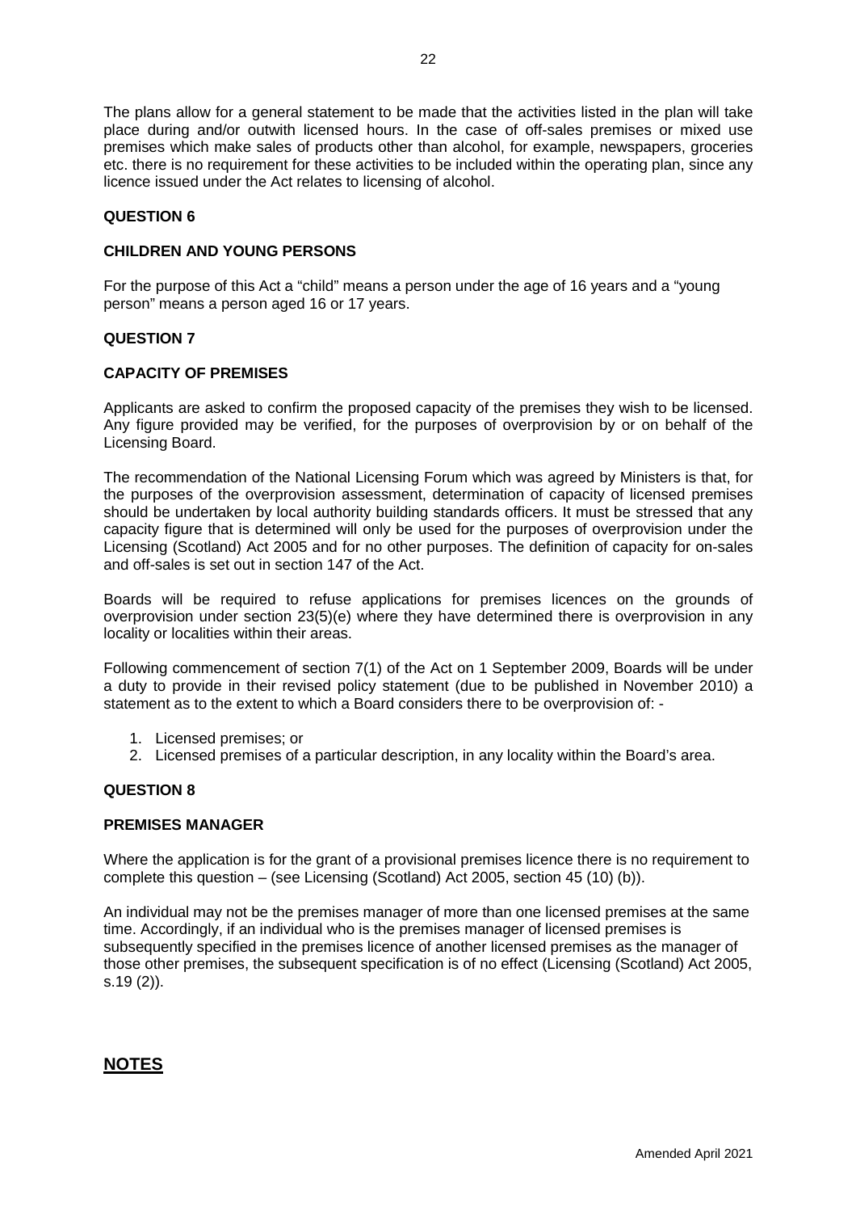The plans allow for a general statement to be made that the activities listed in the plan will take place during and/or outwith licensed hours. In the case of off-sales premises or mixed use premises which make sales of products other than alcohol, for example, newspapers, groceries etc. there is no requirement for these activities to be included within the operating plan, since any licence issued under the Act relates to licensing of alcohol.

**QUESTION 6**

**CHILDREN AND YOUNG PERSONS**

For the purpose of this Act a "child" means a person under the age of 16 years and a "young person" means a person aged 16 or 17 years.

**QUESTION 7**

**CAPACITY OF PREMISES**

Applicants are asked to confirm the proposed capacity of the premises they wish to be licensed. Any figure provided may be verified, for the purposes of overprovision by or on behalf of the Licensing Board.

The recommendation of the National Licensing Forum which was agreed by Ministers is that, for the purposes of the overprovision assessment, determination of capacity of licensed premises should be undertaken by local authority building standards officers. It must be stressed that any capacity figure that is determined will only be used for the purposes of overprovision under the Licensing (Scotland) Act 2005 and for no other purposes. The definition of capacity for on-sales and off-sales is set out in section 147 of the Act.

Boards will be required to refuse applications for premises licences on the grounds of overprovision under section 23(5)(e) where they have determined there is overprovision in any locality or localities within their areas.

Following commencement of section 7(1) of the Act on 1 September 2009, Boards will be under a duty to provide in their revised policy statement (due to be published in November 2010) a statement as to the extent to which a Board considers there to be overprovision of: -

1. Licensed premises; or
2. Licensed premises of a particular description, in any locality within the Board's area.

**QUESTION 8**

**PREMISES MANAGER**

Where the application is for the grant of a provisional premises licence there is no requirement to complete this question – (see Licensing (Scotland) Act 2005, section 45 (10) (b)).

An individual may not be the premises manager of more than one licensed premises at the same time. Accordingly, if an individual who is the premises manager of licensed premises is subsequently specified in the premises licence of another licensed premises as the manager of those other premises, the subsequent specification is of no effect (Licensing (Scotland) Act 2005, s.19 (2)).

## NOTES

Amended April 2021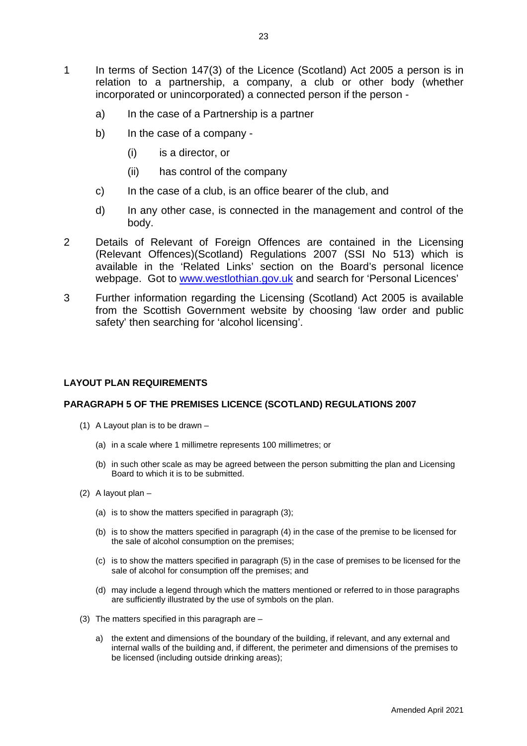1. In terms of Section 147(3) of the Licence (Scotland) Act 2005 a person is in relation to a partnership, a company, a club or other body (whether incorporated or unincorporated) a connected person if the person -

   a) In the case of a Partnership is a partner

   b) In the case of a company -

      (i) is a director, or

      (ii) has control of the company

   c) In the case of a club, is an office bearer of the club, and

   d) In any other case, is connected in the management and control of the body.

2. Details of Relevant of Foreign Offences are contained in the Licensing (Relevant Offences)(Scotland) Regulations 2007 (SSI No 513) which is available in the 'Related Links' section on the Board's personal licence webpage. Got to www.westlothian.gov.uk and search for 'Personal Licences'

3. Further information regarding the Licensing (Scotland) Act 2005 is available from the Scottish Government website by choosing 'law order and public safety' then searching for 'alcohol licensing'.

**LAYOUT PLAN REQUIREMENTS**

**PARAGRAPH 5 OF THE PREMISES LICENCE (SCOTLAND) REGULATIONS 2007**

(1) A Layout plan is to be drawn –

   (a) in a scale where 1 millimetre represents 100 millimetres; or

   (b) in such other scale as may be agreed between the person submitting the plan and Licensing Board to which it is to be submitted.

(2) A layout plan –

   (a) is to show the matters specified in paragraph (3);

   (b) is to show the matters specified in paragraph (4) in the case of the premise to be licensed for the sale of alcohol consumption on the premises;

   (c) is to show the matters specified in paragraph (5) in the case of premises to be licensed for the sale of alcohol for consumption off the premises; and

   (d) may include a legend through which the matters mentioned or referred to in those paragraphs are sufficiently illustrated by the use of symbols on the plan.

(3) The matters specified in this paragraph are –

   a) the extent and dimensions of the boundary of the building, if relevant, and any external and internal walls of the building and, if different, the perimeter and dimensions of the premises to be licensed (including outside drinking areas);

Amended April 2021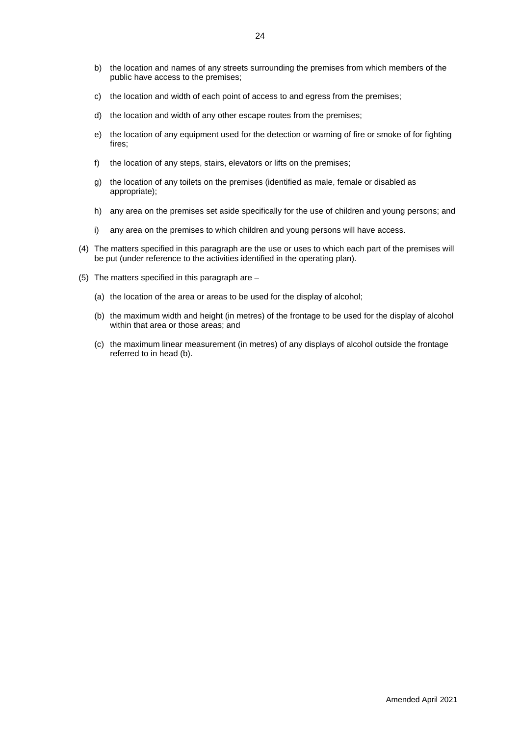b) the location and names of any streets surrounding the premises from which members of the public have access to the premises;

c) the location and width of each point of access to and egress from the premises;

d) the location and width of any other escape routes from the premises;

e) the location of any equipment used for the detection or warning of fire or smoke of for fighting fires;

f) the location of any steps, stairs, elevators or lifts on the premises;

g) the location of any toilets on the premises (identified as male, female or disabled as appropriate);

h) any area on the premises set aside specifically for the use of children and young persons; and

i) any area on the premises to which children and young persons will have access.

(4) The matters specified in this paragraph are the use or uses to which each part of the premises will be put (under reference to the activities identified in the operating plan).

(5) The matters specified in this paragraph are –

(a) the location of the area or areas to be used for the display of alcohol;

(b) the maximum width and height (in metres) of the frontage to be used for the display of alcohol within that area or those areas; and

(c) the maximum linear measurement (in metres) of any displays of alcohol outside the frontage referred to in head (b).